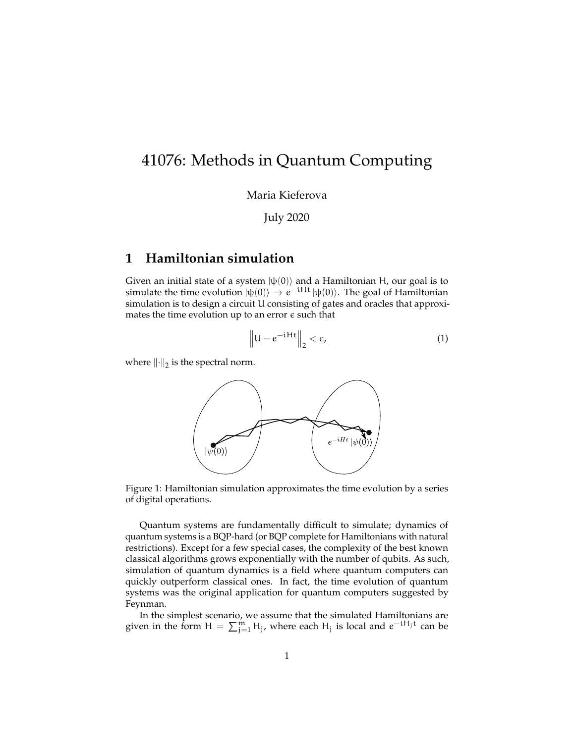# 41076: Methods in Quantum Computing

Maria Kieferova

July 2020

## 1 Hamiltonian simulation

Given an initial state of a system $|\psi(0)\rangle$ and a Hamiltonian $H$, our goal is to simulate the time evolution $|\psi(0)\rangle \to e^{-iHt}|\psi(0)\rangle$. The goal of Hamiltonian simulation is to design a circuit $U$ consisting of gates and oracles that approximates the time evolution up to an error $\epsilon$ such that

$$\left\| U - e^{-iHt} \right\|_2 < \epsilon, \tag{1}$$

where $\|\cdot\|_2$ is the spectral norm.

Figure 1: Hamiltonian simulation approximates the time evolution by a series of digital operations.

Quantum systems are fundamentally difficult to simulate; dynamics of quantum systems is a BQP-hard (or BQP complete for Hamiltonians with natural restrictions). Except for a few special cases, the complexity of the best known classical algorithms grows exponentially with the number of qubits. As such, simulation of quantum dynamics is a field where quantum computers can quickly outperform classical ones. In fact, the time evolution of quantum systems was the original application for quantum computers suggested by Feynman.

In the simplest scenario, we assume that the simulated Hamiltonians are given in the form $H = \sum_{j=1}^{m} H_j$, where each $H_j$ is local and $e^{-iH_j t}$ can be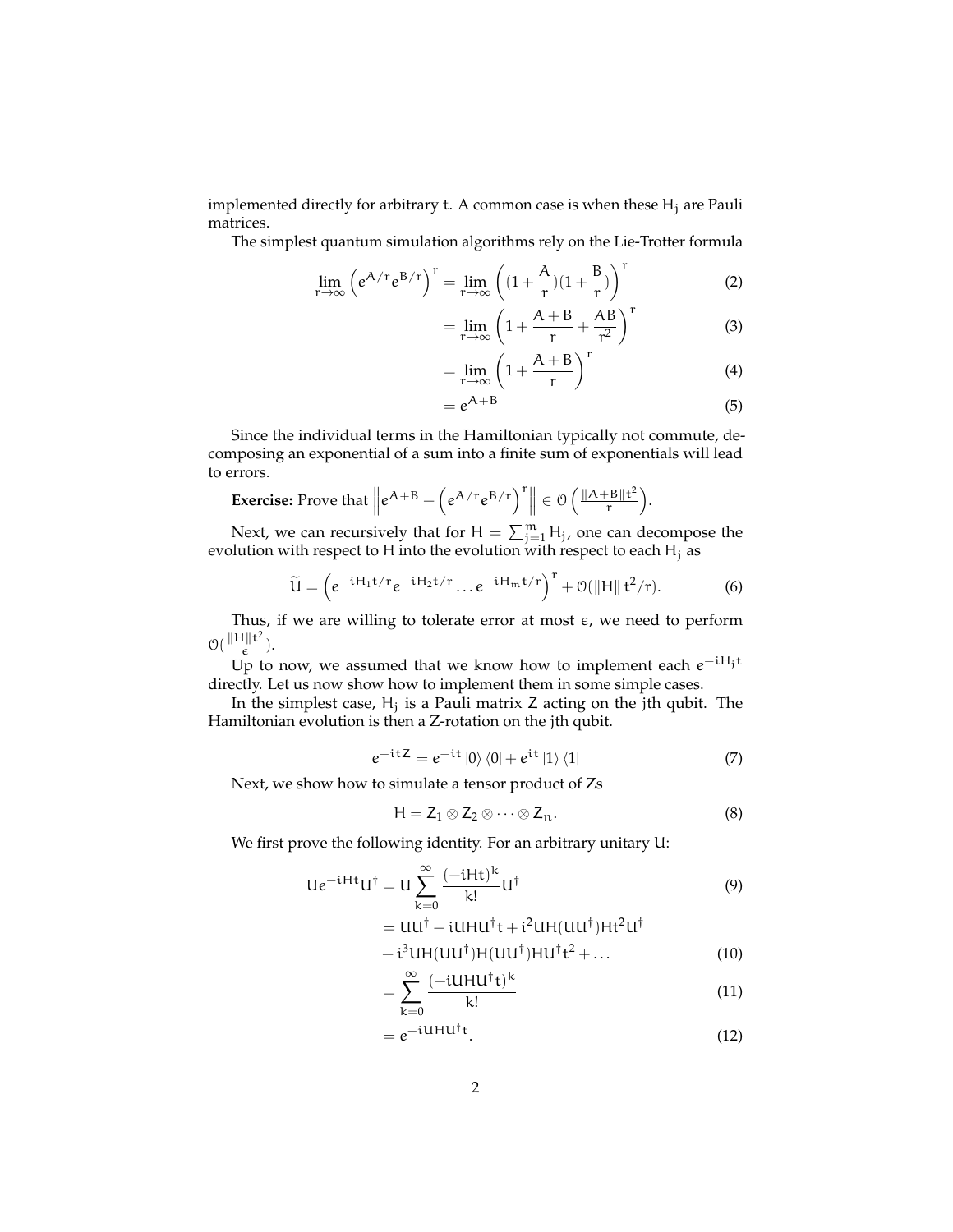implemented directly for arbitrary $t$. A common case is when these $H_j$ are Pauli matrices.

The simplest quantum simulation algorithms rely on the Lie-Trotter formula

$$
\begin{aligned}
\lim_{r\to\infty}\left(e^{A/r}e^{B/r}\right)^r &= \lim_{r\to\infty}\left((1+\frac{A}{r})(1+\frac{B}{r})\right)^r && (2)\\
&= \lim_{r\to\infty}\left(1+\frac{A+B}{r}+\frac{AB}{r^2}\right)^r && (3)\\
&= \lim_{r\to\infty}\left(1+\frac{A+B}{r}\right)^r && (4)\\
&= e^{A+B} && (5)
\end{aligned}
$$

Since the individual terms in the Hamiltonian typically not commute, decomposing an exponential of a sum into a finite sum of exponentials will lead to errors.

**Exercise:** Prove that $\left\| e^{A+B} - \left(e^{A/r}e^{B/r}\right)^r \right\| \in \mathcal{O}\left(\frac{\|A+B\|t^2}{r}\right)$.

Next, we can recursively that for $H = \sum_{j=1}^{m} H_j$, one can decompose the evolution with respect to $H$ into the evolution with respect to each $H_j$ as

$$
\widetilde{U} = \left(e^{-iH_1t/r}e^{-iH_2t/r}\dots e^{-iH_mt/r}\right)^r + \mathcal{O}(\|H\|\, t^2/r). \qquad (6)
$$

Thus, if we are willing to tolerate error at most $\epsilon$, we need to perform $\mathcal{O}(\frac{\|H\|t^2}{\epsilon})$.

Up to now, we assumed that we know how to implement each $e^{-iH_jt}$ directly. Let us now show how to implement them in some simple cases.

In the simplest case, $H_j$ is a Pauli matrix $Z$ acting on the jth qubit. The Hamiltonian evolution is then a Z-rotation on the jth qubit.

$$
e^{-itZ} = e^{-it}\,|0\rangle\langle 0| + e^{it}\,|1\rangle\langle 1| \qquad (7)
$$

Next, we show how to simulate a tensor product of Zs

$$
H = Z_1 \otimes Z_2 \otimes \cdots \otimes Z_n. \qquad (8)
$$

We first prove the following identity. For an arbitrary unitary $U$:

$$
\begin{aligned}
Ue^{-iHt}U^\dagger &= U\sum_{k=0}^{\infty}\frac{(-iHt)^k}{k!}U^\dagger && (9)\\
&= UU^\dagger - iUHU^\dagger t + i^2 UH(UU^\dagger)Ht^2U^\dagger \\
&\quad - i^3 UH(UU^\dagger)H(UU^\dagger)HU^\dagger t^2 + \dots && (10)\\
&= \sum_{k=0}^{\infty}\frac{(-iUHU^\dagger t)^k}{k!} && (11)\\
&= e^{-iUHU^\dagger t}. && (12)
\end{aligned}
$$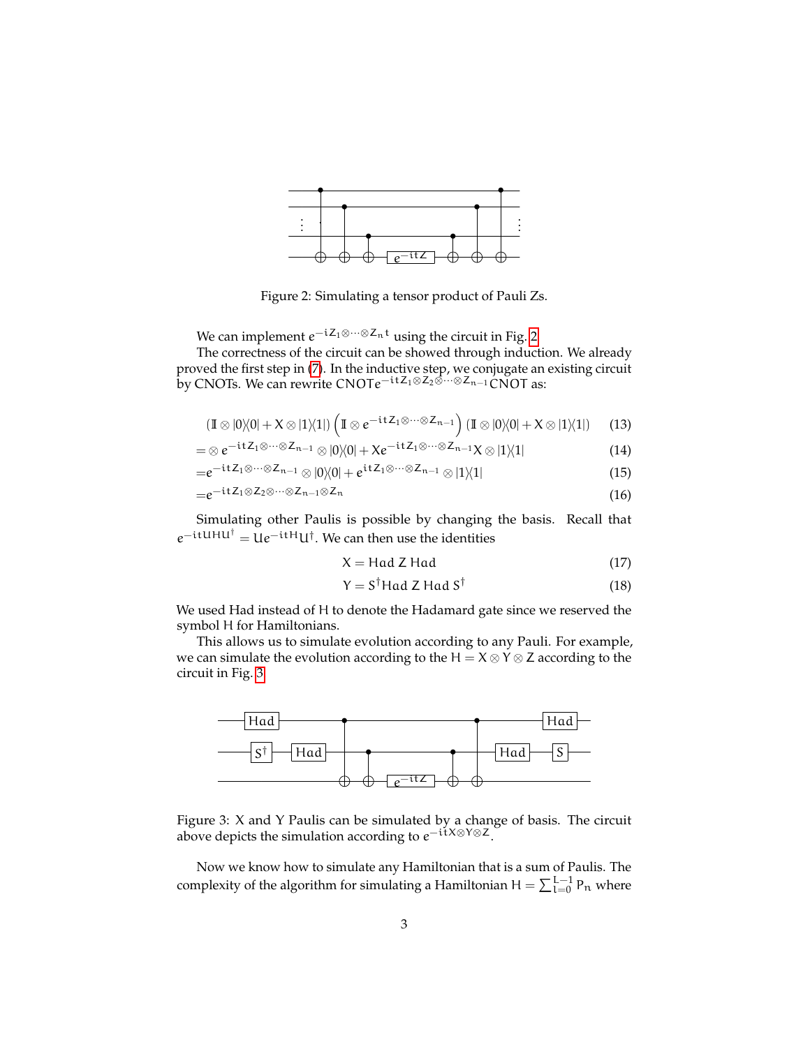Figure 2: Simulating a tensor product of Pauli Zs.

We can implement $e^{-iZ_1 \otimes \cdots \otimes Z_n t}$ using the circuit in Fig. 2.

The correctness of the circuit can be showed through induction. We already proved the first step in (7). In the inductive step, we conjugate an existing circuit by CNOTs. We can rewrite $\text{CNOT} e^{-itZ_1 \otimes Z_2 \otimes \cdots \otimes Z_{n-1}} \text{CNOT}$ as:

$$(\mathbb{I} \otimes |0\rangle\langle 0| + X \otimes |1\rangle\langle 1|) \left( \mathbb{I} \otimes e^{-itZ_1 \otimes \cdots \otimes Z_{n-1}} \right) (\mathbb{I} \otimes |0\rangle\langle 0| + X \otimes |1\rangle\langle 1|) \tag{13}$$

$$= \otimes e^{-itZ_1 \otimes \cdots \otimes Z_{n-1}} \otimes |0\rangle\langle 0| + X e^{-itZ_1 \otimes \cdots \otimes Z_{n-1}} X \otimes |1\rangle\langle 1| \tag{14}$$

$$= e^{-itZ_1 \otimes \cdots \otimes Z_{n-1}} \otimes |0\rangle\langle 0| + e^{itZ_1 \otimes \cdots \otimes Z_{n-1}} \otimes |1\rangle\langle 1| \tag{15}$$

$$= e^{-itZ_1 \otimes Z_2 \otimes \cdots \otimes Z_{n-1} \otimes Z_n} \tag{16}$$

Simulating other Paulis is possible by changing the basis. Recall that $e^{-itUHU^\dagger} = Ue^{-itH}U^\dagger$. We can then use the identities

$$X = \text{Had } Z \text{ Had} \tag{17}$$

$$Y = S^\dagger \text{Had } Z \text{ Had } S^\dagger \tag{18}$$

We used Had instead of H to denote the Hadamard gate since we reserved the symbol H for Hamiltonians.

This allows us to simulate evolution according to any Pauli. For example, we can simulate the evolution according to the $H = X \otimes Y \otimes Z$ according to the circuit in Fig. 3

Figure 3: X and Y Paulis can be simulated by a change of basis. The circuit above depicts the simulation according to $e^{-itX \otimes Y \otimes Z}$.

Now we know how to simulate any Hamiltonian that is a sum of Paulis. The complexity of the algorithm for simulating a Hamiltonian $H = \sum_{l=0}^{L-1} P_n$ where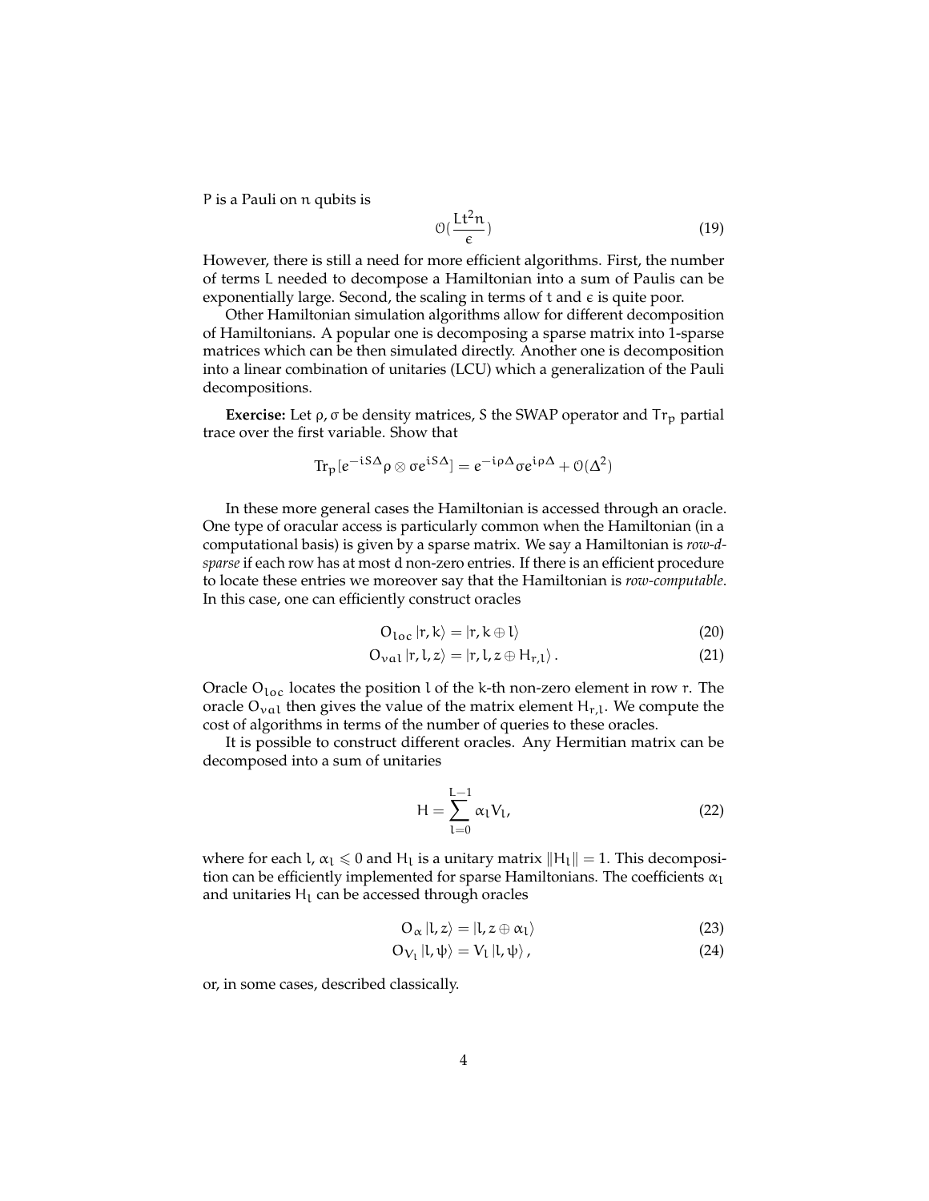$P$ is a Pauli on $n$ qubits is

$$\mathcal{O}(\frac{Lt^2 n}{\epsilon}) \tag{19}$$

However, there is still a need for more efficient algorithms. First, the number of terms $L$ needed to decompose a Hamiltonian into a sum of Paulis can be exponentially large. Second, the scaling in terms of $t$ and $\epsilon$ is quite poor.

Other Hamiltonian simulation algorithms allow for different decomposition of Hamiltonians. A popular one is decomposing a sparse matrix into 1-sparse matrices which can be then simulated directly. Another one is decomposition into a linear combination of unitaries (LCU) which a generalization of the Pauli decompositions.

**Exercise:** Let $\rho, \sigma$ be density matrices, $S$ the SWAP operator and $\text{Tr}_p$ partial trace over the first variable. Show that

$$\text{Tr}_p[e^{-iS\Delta}\rho \otimes \sigma e^{iS\Delta}] = e^{-i\rho\Delta}\sigma e^{i\rho\Delta} + \mathcal{O}(\Delta^2)$$

In these more general cases the Hamiltonian is accessed through an oracle. One type of oracular access is particularly common when the Hamiltonian (in a computational basis) is given by a sparse matrix. We say a Hamiltonian is *row-d-sparse* if each row has at most $d$ non-zero entries. If there is an efficient procedure to locate these entries we moreover say that the Hamiltonian is *row-computable*. In this case, one can efficiently construct oracles

$$O_{loc} |r, k\rangle = |r, k \oplus l\rangle \tag{20}$$

$$O_{val} |r, l, z\rangle = |r, l, z \oplus H_{r,l}\rangle \,. \tag{21}$$

Oracle $O_{loc}$ locates the position $l$ of the $k$-th non-zero element in row $r$. The oracle $O_{val}$ then gives the value of the matrix element $H_{r,l}$. We compute the cost of algorithms in terms of the number of queries to these oracles.

It is possible to construct different oracles. Any Hermitian matrix can be decomposed into a sum of unitaries

$$H = \sum_{l=0}^{L-1} \alpha_l V_l, \tag{22}$$

where for each $l$, $\alpha_l \leqslant 0$ and $H_l$ is a unitary matrix $\|H_l\| = 1$. This decomposition can be efficiently implemented for sparse Hamiltonians. The coefficients $\alpha_l$ and unitaries $H_l$ can be accessed through oracles

$$O_\alpha |l, z\rangle = |l, z \oplus \alpha_l\rangle \tag{23}$$

$$O_{V_l} |l, \psi\rangle = V_l |l, \psi\rangle \,, \tag{24}$$

or, in some cases, described classically.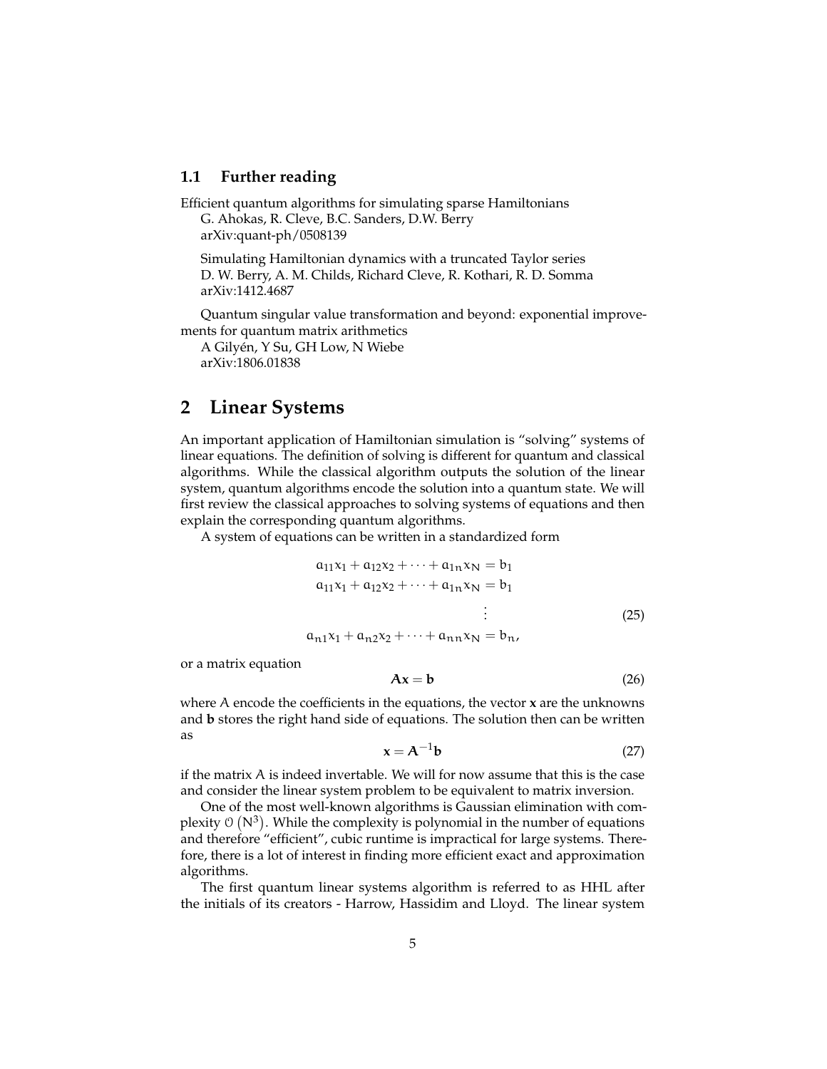### 1.1 Further reading

Efficient quantum algorithms for simulating sparse Hamiltonians
G. Ahokas, R. Cleve, B.C. Sanders, D.W. Berry
arXiv:quant-ph/0508139

Simulating Hamiltonian dynamics with a truncated Taylor series
D. W. Berry, A. M. Childs, Richard Cleve, R. Kothari, R. D. Somma
arXiv:1412.4687

Quantum singular value transformation and beyond: exponential improvements for quantum matrix arithmetics
A Gilyén, Y Su, GH Low, N Wiebe
arXiv:1806.01838

## 2 Linear Systems

An important application of Hamiltonian simulation is "solving" systems of linear equations. The definition of solving is different for quantum and classical algorithms. While the classical algorithm outputs the solution of the linear system, quantum algorithms encode the solution into a quantum state. We will first review the classical approaches to solving systems of equations and then explain the corresponding quantum algorithms.

A system of equations can be written in a standardized form

$$
\begin{aligned}
a_{11}x_1 + a_{12}x_2 + \cdots + a_{1n}x_N &= b_1 \\
a_{11}x_1 + a_{12}x_2 + \cdots + a_{1n}x_N &= b_1 \\
&\vdots \\
a_{n1}x_1 + a_{n2}x_2 + \cdots + a_{nn}x_N &= b_n,
\end{aligned}
\tag{25}
$$

or a matrix equation

$$
\mathbf{A}\mathbf{x} = \mathbf{b} \tag{26}
$$

where $A$ encode the coefficients in the equations, the vector $\mathbf{x}$ are the unknowns and $\mathbf{b}$ stores the right hand side of equations. The solution then can be written as

$$
\mathbf{x} = \mathbf{A}^{-1}\mathbf{b} \tag{27}
$$

if the matrix $A$ is indeed invertable. We will for now assume that this is the case and consider the linear system problem to be equivalent to matrix inversion.

One of the most well-known algorithms is Gaussian elimination with complexity $\mathcal{O}\left(N^3\right)$. While the complexity is polynomial in the number of equations and therefore "efficient", cubic runtime is impractical for large systems. Therefore, there is a lot of interest in finding more efficient exact and approximation algorithms.

The first quantum linear systems algorithm is referred to as HHL after the initials of its creators - Harrow, Hassidim and Lloyd. The linear system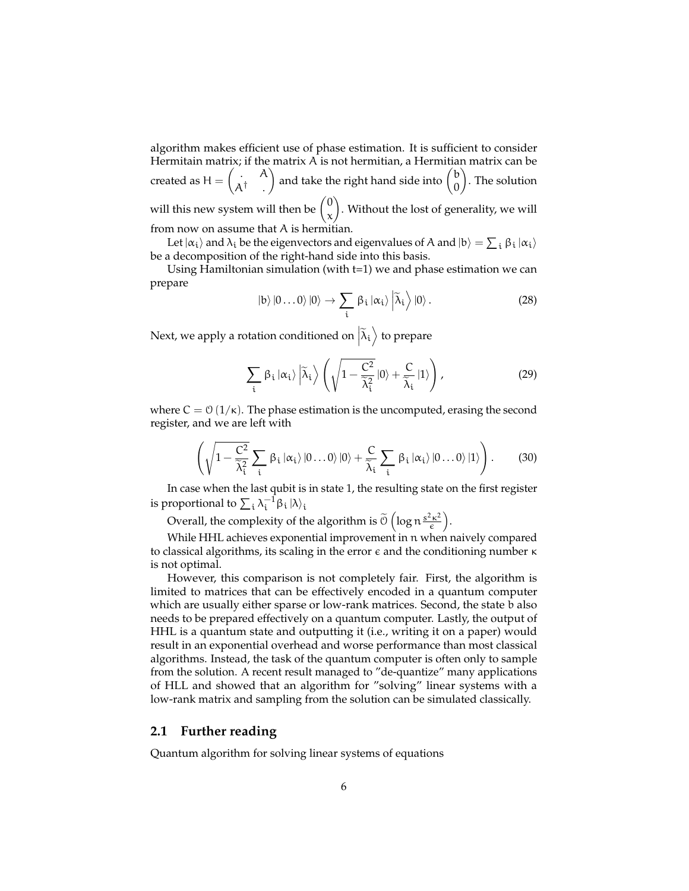algorithm makes efficient use of phase estimation. It is sufficient to consider Hermitain matrix; if the matrix A is not hermitian, a Hermitian matrix can be created as $H = \begin{pmatrix} . & A \\ A^\dagger & . \end{pmatrix}$ and take the right hand side into $\begin{pmatrix} b \\ 0 \end{pmatrix}$. The solution will this new system will then be $\begin{pmatrix} 0 \\ x \end{pmatrix}$. Without the lost of generality, we will from now on assume that A is hermitian.

Let $|\alpha_i\rangle$ and $\lambda_i$ be the eigenvectors and eigenvalues of A and $|b\rangle = \sum_i \beta_i |\alpha_i\rangle$ be a decomposition of the right-hand side into this basis.

Using Hamiltonian simulation (with t=1) we and phase estimation we can prepare

$$|b\rangle |0\ldots 0\rangle |0\rangle \to \sum_i \beta_i |\alpha_i\rangle \left|\widetilde{\lambda}_i\right\rangle |0\rangle . \tag{28}$$

Next, we apply a rotation conditioned on $\left|\widetilde{\lambda}_i\right\rangle$ to prepare

$$\sum_i \beta_i |\alpha_i\rangle \left|\widetilde{\lambda}_i\right\rangle \left( \sqrt{1 - \frac{C^2}{\widetilde{\lambda}_i^2}} |0\rangle + \frac{C}{\widetilde{\lambda}_i} |1\rangle \right), \tag{29}$$

where $C = \mathcal{O}(1/\kappa)$. The phase estimation is the uncomputed, erasing the second register, and we are left with

$$\left( \sqrt{1 - \frac{C^2}{\widetilde{\lambda}_i^2}} \sum_i \beta_i |\alpha_i\rangle |0\ldots 0\rangle |0\rangle + \frac{C}{\widetilde{\lambda}_i} \sum_i \beta_i |\alpha_i\rangle |0\ldots 0\rangle |1\rangle \right). \tag{30}$$

In case when the last qubit is in state 1, the resulting state on the first register is proportional to $\sum_i \lambda_i^{-1} \beta_i |\lambda\rangle_i$

Overall, the complexity of the algorithm is $\widetilde{\mathcal{O}}\left(\log n \frac{s^2 \kappa^2}{\epsilon}\right)$.

While HHL achieves exponential improvement in n when naively compared to classical algorithms, its scaling in the error $\epsilon$ and the conditioning number $\kappa$ is not optimal.

However, this comparison is not completely fair. First, the algorithm is limited to matrices that can be effectively encoded in a quantum computer which are usually either sparse or low-rank matrices. Second, the state b also needs to be prepared effectively on a quantum computer. Lastly, the output of HHL is a quantum state and outputting it (i.e., writing it on a paper) would result in an exponential overhead and worse performance than most classical algorithms. Instead, the task of the quantum computer is often only to sample from the solution. A recent result managed to "de-quantize" many applications of HLL and showed that an algorithm for "solving" linear systems with a low-rank matrix and sampling from the solution can be simulated classically.

## 2.1 Further reading

Quantum algorithm for solving linear systems of equations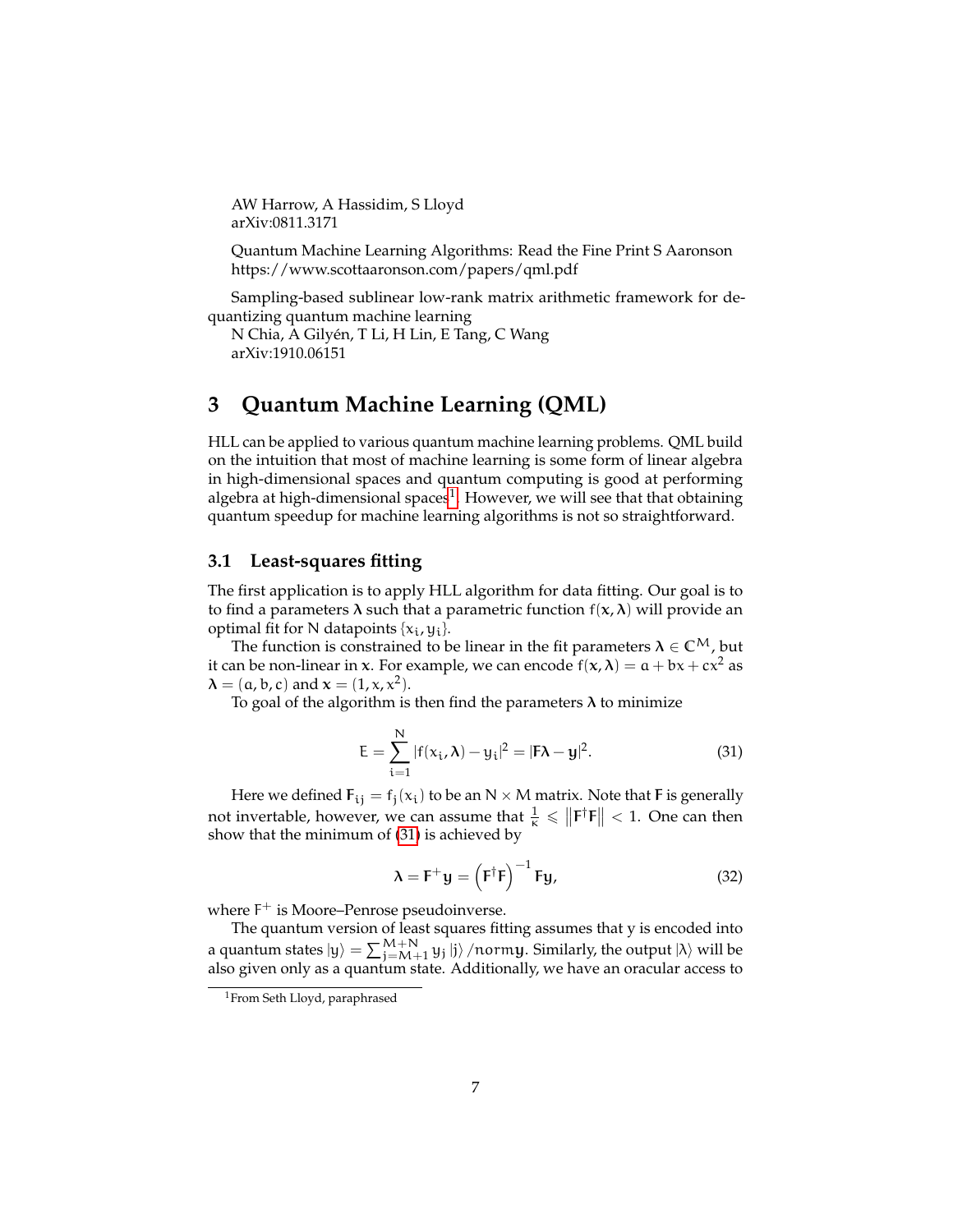AW Harrow, A Hassidim, S Lloyd
arXiv:0811.3171

Quantum Machine Learning Algorithms: Read the Fine Print S Aaronson
https://www.scottaaronson.com/papers/qml.pdf

Sampling-based sublinear low-rank matrix arithmetic framework for dequantizing quantum machine learning
N Chia, A Gilyén, T Li, H Lin, E Tang, C Wang
arXiv:1910.06151

## 3 Quantum Machine Learning (QML)

HLL can be applied to various quantum machine learning problems. QML build on the intuition that most of machine learning is some form of linear algebra in high-dimensional spaces and quantum computing is good at performing algebra at high-dimensional spaces[1]. However, we will see that that obtaining quantum speedup for machine learning algorithms is not so straightforward.

### 3.1 Least-squares fitting

The first application is to apply HLL algorithm for data fitting. Our goal is to to find a parameters $\boldsymbol{\lambda}$ such that a parametric function $f(\mathbf{x}, \boldsymbol{\lambda})$ will provide an optimal fit for N datapoints $\{x_i, y_i\}$.

The function is constrained to be linear in the fit parameters $\boldsymbol{\lambda} \in \mathbb{C}^M$, but it can be non-linear in $\mathbf{x}$. For example, we can encode $f(\mathbf{x}, \boldsymbol{\lambda}) = a + bx + cx^2$ as $\boldsymbol{\lambda} = (a, b, c)$ and $\mathbf{x} = (1, x, x^2)$.

To goal of the algorithm is then find the parameters $\boldsymbol{\lambda}$ to minimize

$$E = \sum_{i=1}^{N} |f(x_i, \boldsymbol{\lambda}) - y_i|^2 = |\mathbf{F}\boldsymbol{\lambda} - \mathbf{y}|^2. \tag{31}$$

Here we defined $\mathbf{F}_{ij} = f_j(x_i)$ to be an $N \times M$ matrix. Note that $\mathbf{F}$ is generally not invertable, however, we can assume that $\frac{1}{\kappa} \leqslant \left\|\mathbf{F}^\dagger \mathbf{F}\right\| < 1$. One can then show that the minimum of (31) is achieved by

$$\boldsymbol{\lambda} = \mathbf{F}^+ \mathbf{y} = \left(\mathbf{F}^\dagger \mathbf{F}\right)^{-1} \mathbf{F} \mathbf{y}, \tag{32}$$

where $F^+$ is Moore–Penrose pseudoinverse.

The quantum version of least squares fitting assumes that y is encoded into a quantum states $|y\rangle = \sum_{j=M+1}^{M+N} y_j \, |j\rangle \, / \mathtt{norm}\mathbf{y}$. Similarly, the output $|\lambda\rangle$ will be also given only as a quantum state. Additionally, we have an oracular access to

[1] From Seth Lloyd, paraphrased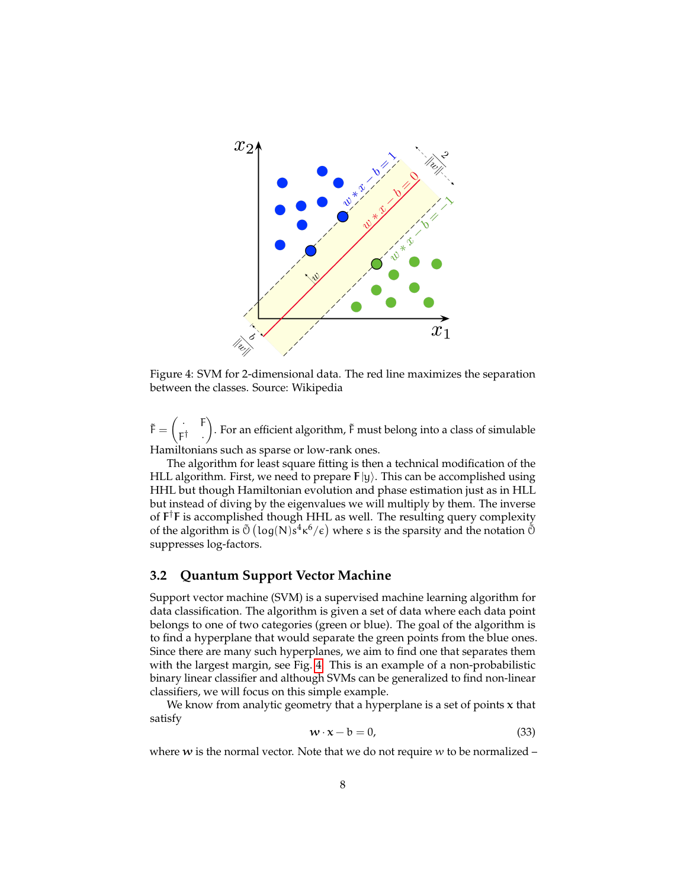Figure 4: SVM for 2-dimensional data. The red line maximizes the separation between the classes. Source: Wikipedia

$\tilde{F} = \begin{pmatrix} \cdot & F \\ F^\dagger & \cdot \end{pmatrix}$. For an efficient algorithm, $\tilde{F}$ must belong into a class of simulable Hamiltonians such as sparse or low-rank ones.

The algorithm for least square fitting is then a technical modification of the HLL algorithm. First, we need to prepare $F|y\rangle$. This can be accomplished using HHL but though Hamiltonian evolution and phase estimation just as in HLL but instead of diving by the eigenvalues we will multiply by them. The inverse of $F^\dagger F$ is accomplished though HHL as well. The resulting query complexity of the algorithm is $\tilde{O}\left(\log(N)s^4\kappa^6/\epsilon\right)$ where $s$ is the sparsity and the notation $\tilde{O}$ suppresses log-factors.

### 3.2 Quantum Support Vector Machine

Support vector machine (SVM) is a supervised machine learning algorithm for data classification. The algorithm is given a set of data where each data point belongs to one of two categories (green or blue). The goal of the algorithm is to find a hyperplane that would separate the green points from the blue ones. Since there are many such hyperplanes, we aim to find one that separates them with the largest margin, see Fig. 4. This is an example of a non-probabilistic binary linear classifier and although SVMs can be generalized to find non-linear classifiers, we will focus on this simple example.

We know from analytic geometry that a hyperplane is a set of points $\mathbf{x}$ that satisfy

$$\boldsymbol{w} \cdot \mathbf{x} - b = 0, \tag{33}$$

where $\boldsymbol{w}$ is the normal vector. Note that we do not require $w$ to be normalized –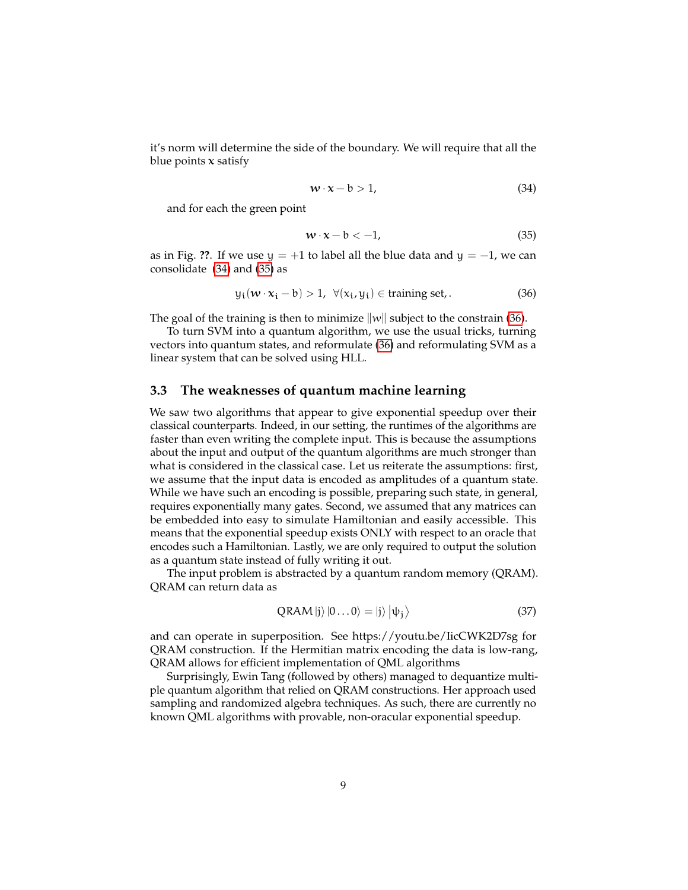it's norm will determine the side of the boundary. We will require that all the blue points $x$ satisfy

$$\boldsymbol{w} \cdot \boldsymbol{x} - b > 1, \tag{34}$$

and for each the green point

$$\boldsymbol{w} \cdot \boldsymbol{x} - b < -1, \tag{35}$$

as in Fig. **??**. If we use $y = +1$ to label all the blue data and $y = -1$, we can consolidate (34) and (35) as

$$y_i(\boldsymbol{w} \cdot \boldsymbol{x}_i - b) > 1, \ \forall (x_i, y_i) \in \text{training set}, . \tag{36}$$

The goal of the training is then to minimize $\|w\|$ subject to the constrain (36).

To turn SVM into a quantum algorithm, we use the usual tricks, turning vectors into quantum states, and reformulate (36) and reformulating SVM as a linear system that can be solved using HLL.

### 3.3 The weaknesses of quantum machine learning

We saw two algorithms that appear to give exponential speedup over their classical counterparts. Indeed, in our setting, the runtimes of the algorithms are faster than even writing the complete input. This is because the assumptions about the input and output of the quantum algorithms are much stronger than what is considered in the classical case. Let us reiterate the assumptions: first, we assume that the input data is encoded as amplitudes of a quantum state. While we have such an encoding is possible, preparing such state, in general, requires exponentially many gates. Second, we assumed that any matrices can be embedded into easy to simulate Hamiltonian and easily accessible. This means that the exponential speedup exists ONLY with respect to an oracle that encodes such a Hamiltonian. Lastly, we are only required to output the solution as a quantum state instead of fully writing it out.

The input problem is abstracted by a quantum random memory (QRAM). QRAM can return data as

$$\text{QRAM} \left|j\right\rangle \left|0 \ldots 0\right\rangle = \left|j\right\rangle \left|\psi_j\right\rangle \tag{37}$$

and can operate in superposition. See https://youtu.be/IicCWK2D7sg for QRAM construction. If the Hermitian matrix encoding the data is low-rang, QRAM allows for efficient implementation of QML algorithms

Surprisingly, Ewin Tang (followed by others) managed to dequantize multiple quantum algorithm that relied on QRAM constructions. Her approach used sampling and randomized algebra techniques. As such, there are currently no known QML algorithms with provable, non-oracular exponential speedup.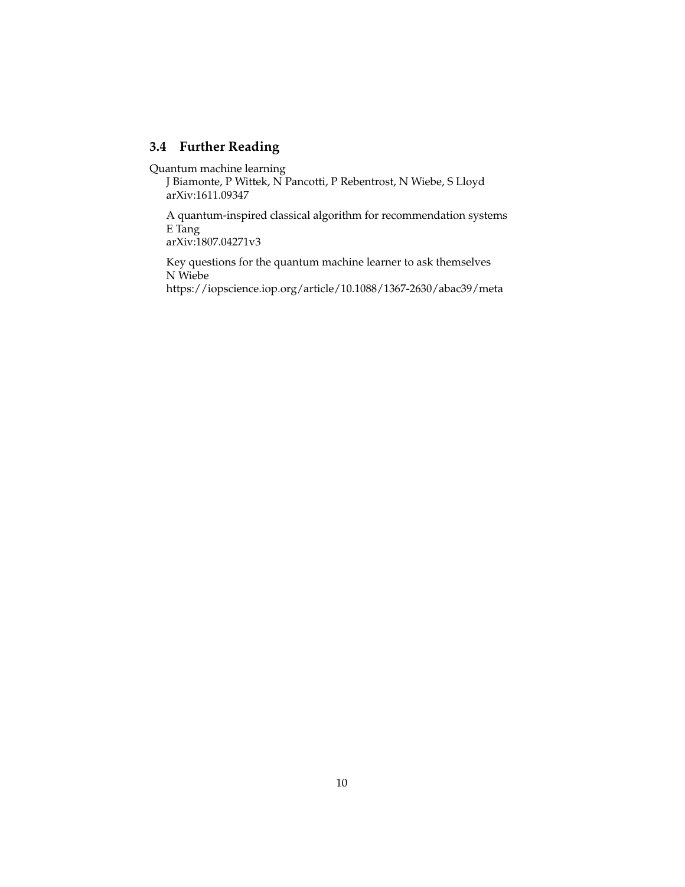### 3.4 Further Reading

Quantum machine learning
J Biamonte, P Wittek, N Pancotti, P Rebentrost, N Wiebe, S Lloyd
arXiv:1611.09347

A quantum-inspired classical algorithm for recommendation systems
E Tang
arXiv:1807.04271v3

Key questions for the quantum machine learner to ask themselves
N Wiebe
https://iopscience.iop.org/article/10.1088/1367-2630/abac39/meta